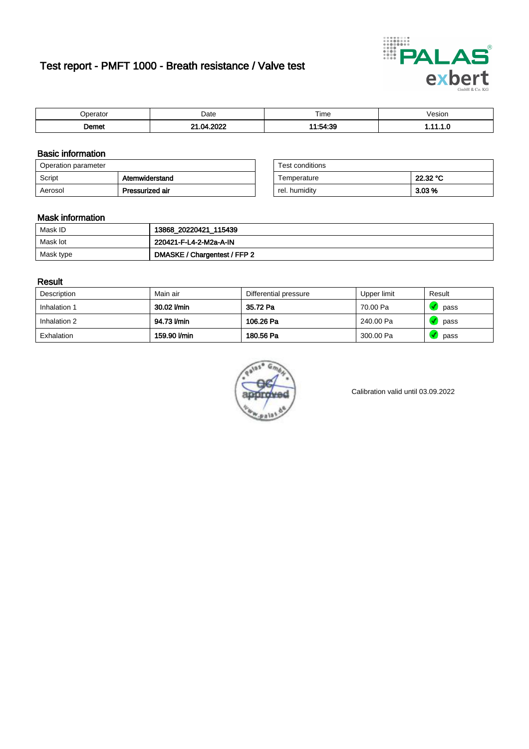# Test report - PMFT 1000 - Breath resistance / Valve test

| Operator | Date | Time | Vesion |
|---|---|---|---|
| **Demet** | **21.04.2022** | **11:54:39** | **1.11.1.0** |

## Basic information

| Operation parameter | |
|---|---|
| Script | **Atemwiderstand** |
| Aerosol | **Pressurized air** |

| Test conditions | |
|---|---|
| Temperature | **22.32 °C** |
| rel. humidity | **3.03 %** |

## Mask information

| | |
|---|---|
| Mask ID | **13868_20220421_115439** |
| Mask lot | **220421-F-L4-2-M2a-A-IN** |
| Mask type | **DMASKE / Chargentest / FFP 2** |

## Result

| Description | Main air | Differential pressure | Upper limit | Result |
|---|---|---|---|---|
| Inhalation 1 | **30.02 l/min** | **35.72 Pa** | 70.00 Pa | pass |
| Inhalation 2 | **94.73 l/min** | **106.26 Pa** | 240.00 Pa | pass |
| Exhalation | **159.90 l/min** | **180.56 Pa** | 300.00 Pa | pass |

Calibration valid until 03.09.2022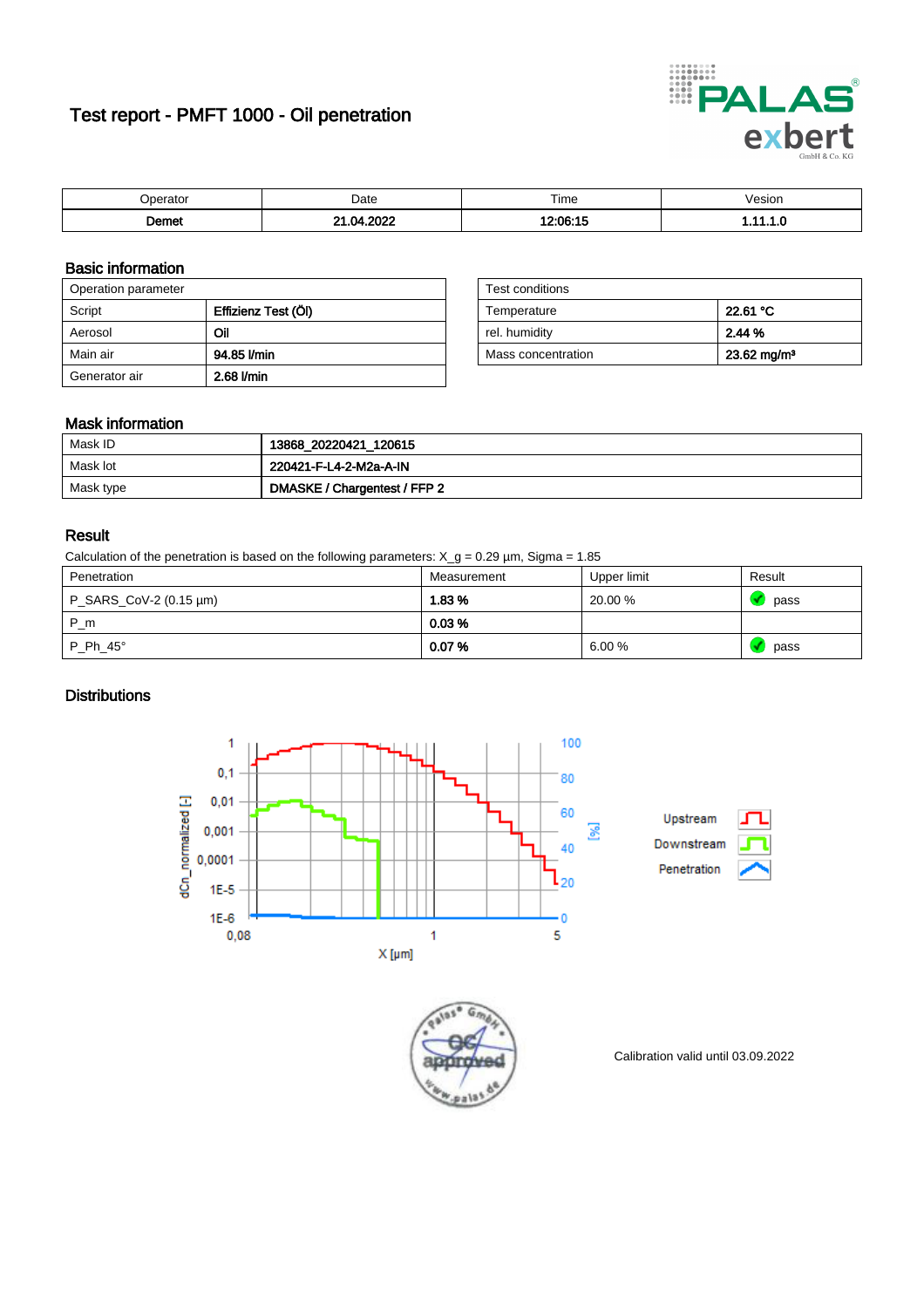# Test report - PMFT 1000 - Oil penetration

| Operator | Date | Time | Vesion |
|---|---|---|---|
| **Demet** | **21.04.2022** | **12:06:15** | **1.11.1.0** |

## Basic information

| Operation parameter | |
|---|---|
| Script | **Effizienz Test (Öl)** |
| Aerosol | **Oil** |
| Main air | **94.85 l/min** |
| Generator air | **2.68 l/min** |

| Test conditions | |
|---|---|
| Temperature | **22.61 °C** |
| rel. humidity | **2.44 %** |
| Mass concentration | **23.62 mg/m³** |

## Mask information

| | |
|---|---|
| Mask ID | **13868_20220421_120615** |
| Mask lot | **220421-F-L4-2-M2a-A-IN** |
| Mask type | **DMASKE / Chargentest / FFP 2** |

## Result

Calculation of the penetration is based on the following parameters: X_g = 0.29 µm, Sigma = 1.85

| Penetration | Measurement | Upper limit | Result |
|---|---|---|---|
| P_SARS_CoV-2 (0.15 µm) | **1.83 %** | 20.00 % | pass |
| P_m | **0.03 %** | | |
| P_Ph_45° | **0.07 %** | 6.00 % | pass |

## Distributions

dCn_normalized [-]

1

0,1

0,01

0,001

0,0001

1E-5

1E-6

0,08

1

5

X [µm]

[%]

100

80

60

40

20

0

Upstream

Downstream

Penetration

Palas® GmbH

QC approved

www.palas.de

Calibration valid until 03.09.2022